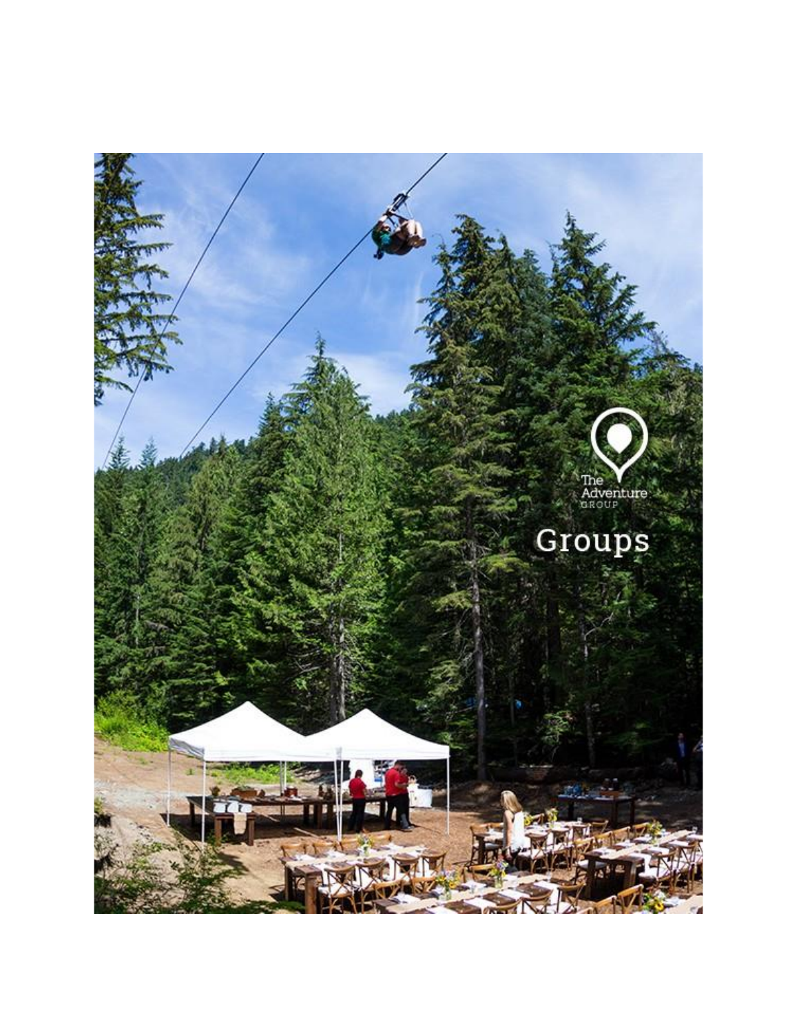The Adventure GROUP

# Groups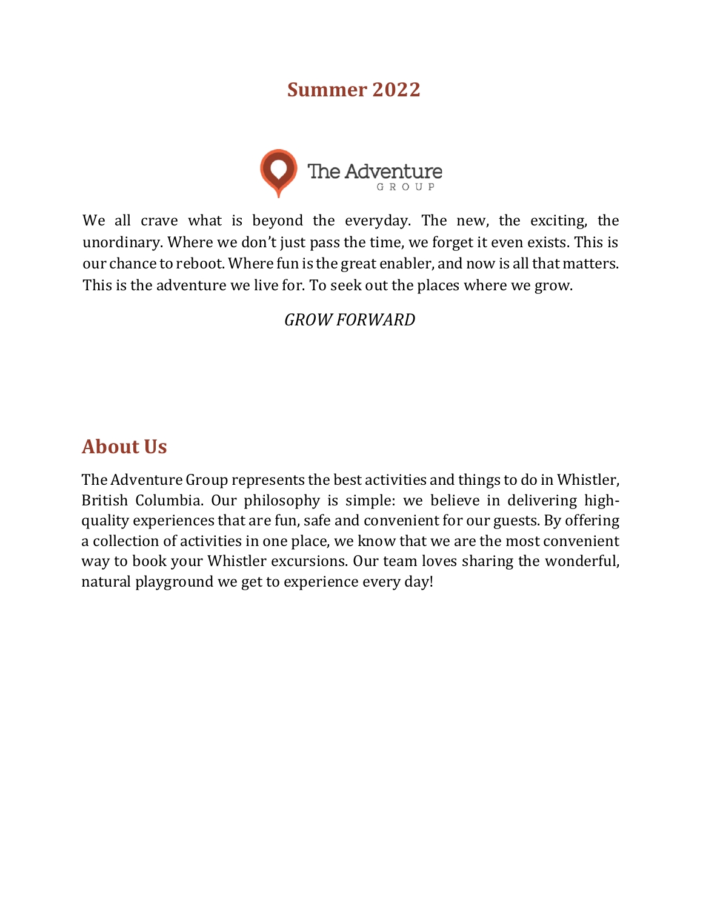## Summer 2022

The Adventure GROUP

We all crave what is beyond the everyday. The new, the exciting, the unordinary. Where we don't just pass the time, we forget it even exists. This is our chance to reboot. Where fun is the great enabler, and now is all that matters. This is the adventure we live for. To seek out the places where we grow.

*GROW FORWARD*

## About Us

The Adventure Group represents the best activities and things to do in Whistler, British Columbia. Our philosophy is simple: we believe in delivering high-quality experiences that are fun, safe and convenient for our guests. By offering a collection of activities in one place, we know that we are the most convenient way to book your Whistler excursions. Our team loves sharing the wonderful, natural playground we get to experience every day!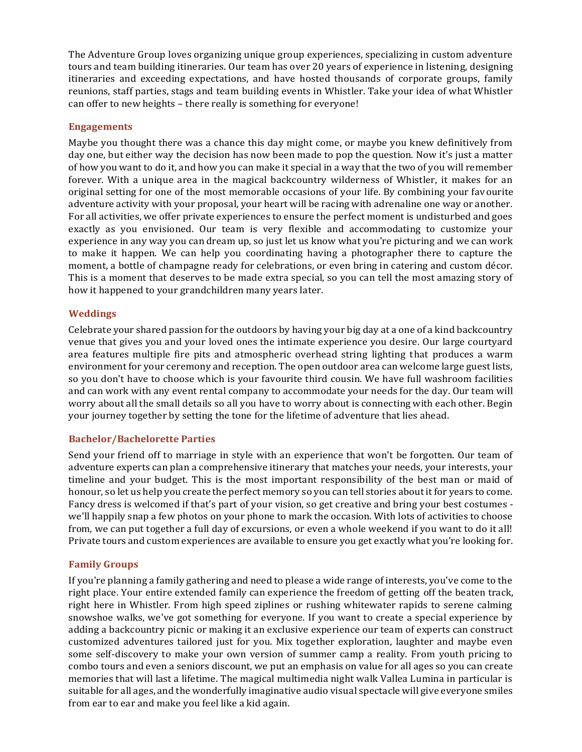The Adventure Group loves organizing unique group experiences, specializing in custom adventure tours and team building itineraries. Our team has over 20 years of experience in listening, designing itineraries and exceeding expectations, and have hosted thousands of corporate groups, family reunions, staff parties, stags and team building events in Whistler. Take your idea of what Whistler can offer to new heights – there really is something for everyone!

### Engagements

Maybe you thought there was a chance this day might come, or maybe you knew definitively from day one, but either way the decision has now been made to pop the question. Now it's just a matter of how you want to do it, and how you can make it special in a way that the two of you will remember forever. With a unique area in the magical backcountry wilderness of Whistler, it makes for an original setting for one of the most memorable occasions of your life. By combining your favourite adventure activity with your proposal, your heart will be racing with adrenaline one way or another. For all activities, we offer private experiences to ensure the perfect moment is undisturbed and goes exactly as you envisioned. Our team is very flexible and accommodating to customize your experience in any way you can dream up, so just let us know what you're picturing and we can work to make it happen. We can help you coordinating having a photographer there to capture the moment, a bottle of champagne ready for celebrations, or even bring in catering and custom décor. This is a moment that deserves to be made extra special, so you can tell the most amazing story of how it happened to your grandchildren many years later.

### Weddings

Celebrate your shared passion for the outdoors by having your big day at a one of a kind backcountry venue that gives you and your loved ones the intimate experience you desire. Our large courtyard area features multiple fire pits and atmospheric overhead string lighting that produces a warm environment for your ceremony and reception. The open outdoor area can welcome large guest lists, so you don't have to choose which is your favourite third cousin. We have full washroom facilities and can work with any event rental company to accommodate your needs for the day. Our team will worry about all the small details so all you have to worry about is connecting with each other. Begin your journey together by setting the tone for the lifetime of adventure that lies ahead.

### Bachelor/Bachelorette Parties

Send your friend off to marriage in style with an experience that won't be forgotten. Our team of adventure experts can plan a comprehensive itinerary that matches your needs, your interests, your timeline and your budget. This is the most important responsibility of the best man or maid of honour, so let us help you create the perfect memory so you can tell stories about it for years to come. Fancy dress is welcomed if that's part of your vision, so get creative and bring your best costumes - we'll happily snap a few photos on your phone to mark the occasion. With lots of activities to choose from, we can put together a full day of excursions, or even a whole weekend if you want to do it all! Private tours and custom experiences are available to ensure you get exactly what you're looking for.

### Family Groups

If you're planning a family gathering and need to please a wide range of interests, you've come to the right place. Your entire extended family can experience the freedom of getting off the beaten track, right here in Whistler. From high speed ziplines or rushing whitewater rapids to serene calming snowshoe walks, we've got something for everyone. If you want to create a special experience by adding a backcountry picnic or making it an exclusive experience our team of experts can construct customized adventures tailored just for you. Mix together exploration, laughter and maybe even some self-discovery to make your own version of summer camp a reality. From youth pricing to combo tours and even a seniors discount, we put an emphasis on value for all ages so you can create memories that will last a lifetime. The magical multimedia night walk Vallea Lumina in particular is suitable for all ages, and the wonderfully imaginative audio visual spectacle will give everyone smiles from ear to ear and make you feel like a kid again.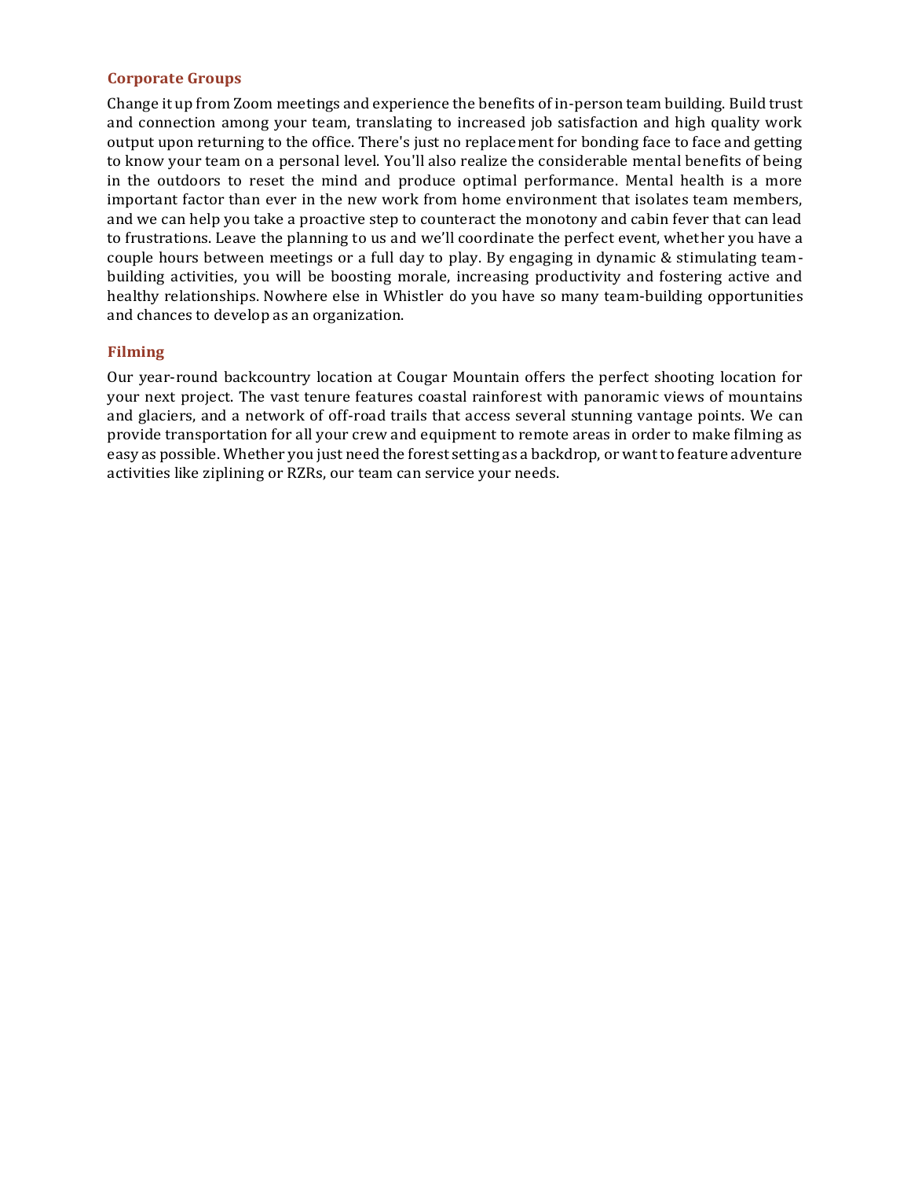### Corporate Groups

Change it up from Zoom meetings and experience the benefits of in-person team building. Build trust and connection among your team, translating to increased job satisfaction and high quality work output upon returning to the office. There's just no replacement for bonding face to face and getting to know your team on a personal level. You'll also realize the considerable mental benefits of being in the outdoors to reset the mind and produce optimal performance. Mental health is a more important factor than ever in the new work from home environment that isolates team members, and we can help you take a proactive step to counteract the monotony and cabin fever that can lead to frustrations. Leave the planning to us and we'll coordinate the perfect event, whether you have a couple hours between meetings or a full day to play. By engaging in dynamic & stimulating team-building activities, you will be boosting morale, increasing productivity and fostering active and healthy relationships. Nowhere else in Whistler do you have so many team-building opportunities and chances to develop as an organization.

### Filming

Our year-round backcountry location at Cougar Mountain offers the perfect shooting location for your next project. The vast tenure features coastal rainforest with panoramic views of mountains and glaciers, and a network of off-road trails that access several stunning vantage points. We can provide transportation for all your crew and equipment to remote areas in order to make filming as easy as possible. Whether you just need the forest setting as a backdrop, or want to feature adventure activities like ziplining or RZRs, our team can service your needs.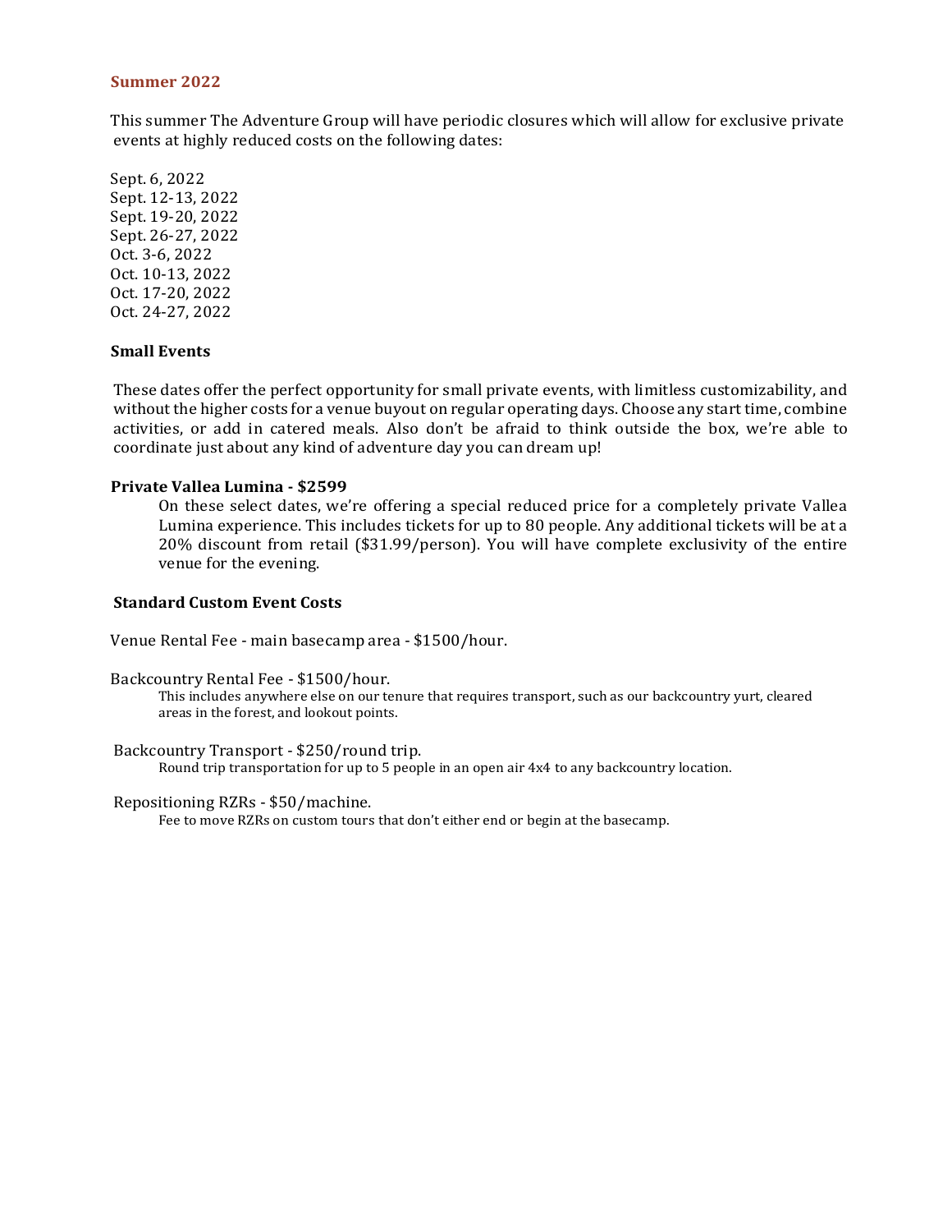## Summer 2022

This summer The Adventure Group will have periodic closures which will allow for exclusive private events at highly reduced costs on the following dates:

Sept. 6, 2022
Sept. 12-13, 2022
Sept. 19-20, 2022
Sept. 26-27, 2022
Oct. 3-6, 2022
Oct. 10-13, 2022
Oct. 17-20, 2022
Oct. 24-27, 2022

### Small Events

These dates offer the perfect opportunity for small private events, with limitless customizability, and without the higher costs for a venue buyout on regular operating days. Choose any start time, combine activities, or add in catered meals. Also don't be afraid to think outside the box, we're able to coordinate just about any kind of adventure day you can dream up!

**Private Vallea Lumina - $2599**

On these select dates, we're offering a special reduced price for a completely private Vallea Lumina experience. This includes tickets for up to 80 people. Any additional tickets will be at a 20% discount from retail ($31.99/person). You will have complete exclusivity of the entire venue for the evening.

### Standard Custom Event Costs

Venue Rental Fee - main basecamp area - $1500/hour.

Backcountry Rental Fee - $1500/hour.

This includes anywhere else on our tenure that requires transport, such as our backcountry yurt, cleared areas in the forest, and lookout points.

Backcountry Transport - $250/round trip.

Round trip transportation for up to 5 people in an open air 4x4 to any backcountry location.

Repositioning RZRs - $50/machine.

Fee to move RZRs on custom tours that don't either end or begin at the basecamp.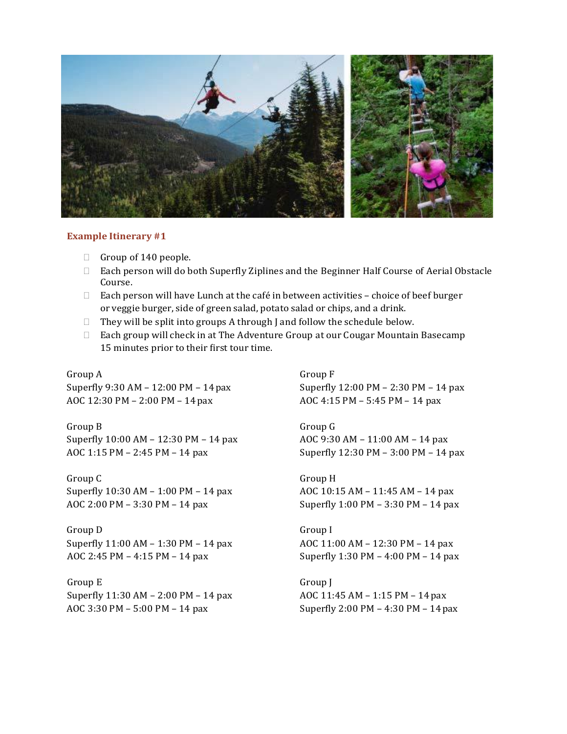### Example Itinerary #1

- Group of 140 people.
- Each person will do both Superfly Ziplines and the Beginner Half Course of Aerial Obstacle Course.
- Each person will have Lunch at the café in between activities – choice of beef burger or veggie burger, side of green salad, potato salad or chips, and a drink.
- They will be split into groups A through J and follow the schedule below.
- Each group will check in at The Adventure Group at our Cougar Mountain Basecamp 15 minutes prior to their first tour time.

Group A
Superfly 9:30 AM – 12:00 PM – 14 pax
AOC 12:30 PM – 2:00 PM – 14 pax

Group B
Superfly 10:00 AM – 12:30 PM – 14 pax
AOC 1:15 PM – 2:45 PM – 14 pax

Group C
Superfly 10:30 AM – 1:00 PM – 14 pax
AOC 2:00 PM – 3:30 PM – 14 pax

Group D
Superfly 11:00 AM – 1:30 PM – 14 pax
AOC 2:45 PM – 4:15 PM – 14 pax

Group E
Superfly 11:30 AM – 2:00 PM – 14 pax
AOC 3:30 PM – 5:00 PM – 14 pax

Group F
Superfly 12:00 PM – 2:30 PM – 14 pax
AOC 4:15 PM – 5:45 PM – 14 pax

Group G
AOC 9:30 AM – 11:00 AM – 14 pax
Superfly 12:30 PM – 3:00 PM – 14 pax

Group H
AOC 10:15 AM – 11:45 AM – 14 pax
Superfly 1:00 PM – 3:30 PM – 14 pax

Group I
AOC 11:00 AM – 12:30 PM – 14 pax
Superfly 1:30 PM – 4:00 PM – 14 pax

Group J
AOC 11:45 AM – 1:15 PM – 14 pax
Superfly 2:00 PM – 4:30 PM – 14 pax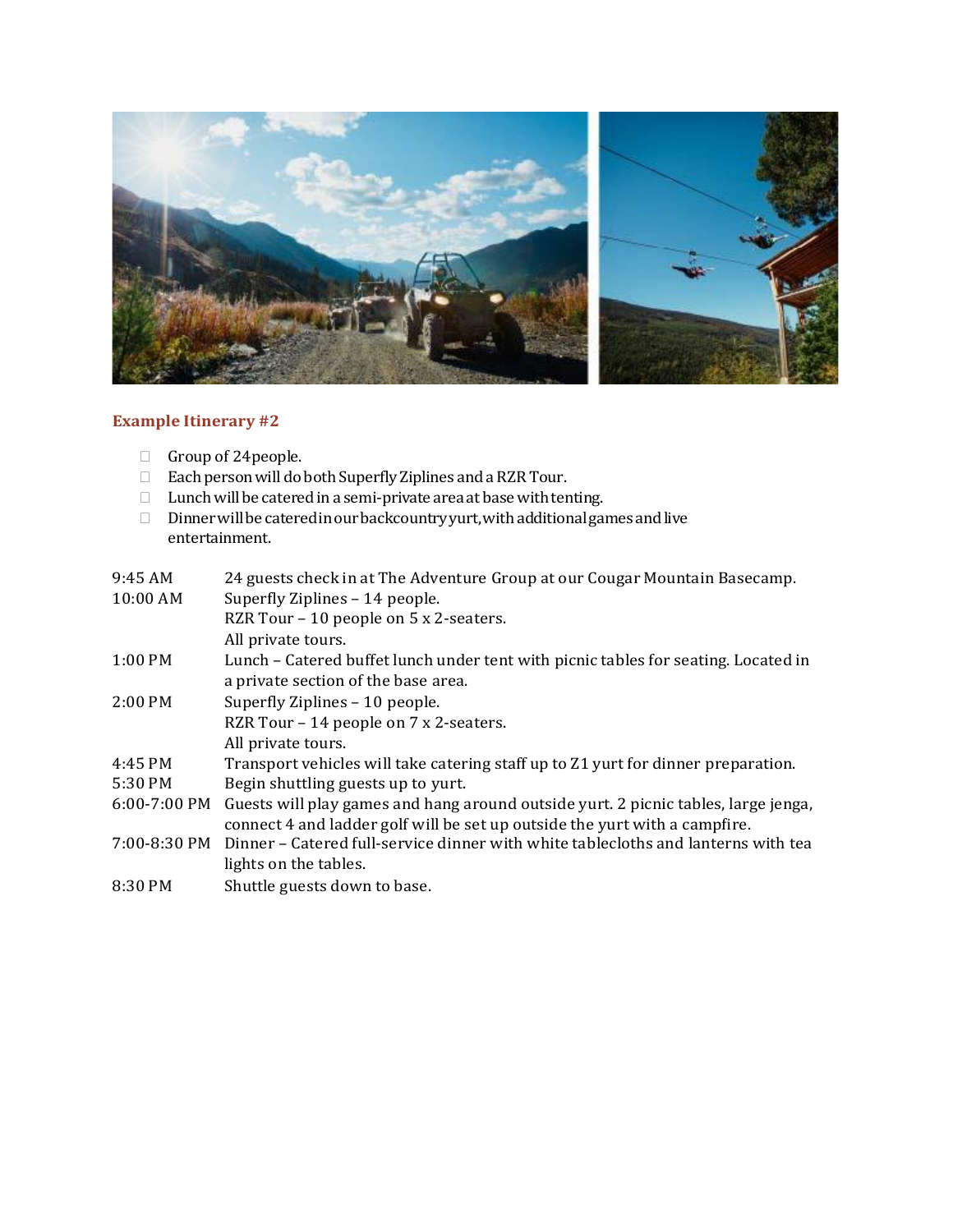### Example Itinerary #2

- Group of 24people.
- Each person will do both Superfly Ziplines and a RZR Tour.
- Lunch will be catered in a semi-private area at base with tenting.
- Dinner will be catered in our backcountry yurt, with additional games and live entertainment.

| | |
|---|---|
| 9:45 AM | 24 guests check in at The Adventure Group at our Cougar Mountain Basecamp. |
| 10:00 AM | Superfly Ziplines – 14 people.<br>RZR Tour – 10 people on 5 x 2-seaters.<br>All private tours. |
| 1:00 PM | Lunch – Catered buffet lunch under tent with picnic tables for seating. Located in a private section of the base area. |
| 2:00 PM | Superfly Ziplines – 10 people.<br>RZR Tour – 14 people on 7 x 2-seaters.<br>All private tours. |
| 4:45 PM | Transport vehicles will take catering staff up to Z1 yurt for dinner preparation. |
| 5:30 PM | Begin shuttling guests up to yurt. |
| 6:00-7:00 PM | Guests will play games and hang around outside yurt. 2 picnic tables, large jenga, connect 4 and ladder golf will be set up outside the yurt with a campfire. |
| 7:00-8:30 PM | Dinner – Catered full-service dinner with white tablecloths and lanterns with tea lights on the tables. |
| 8:30 PM | Shuttle guests down to base. |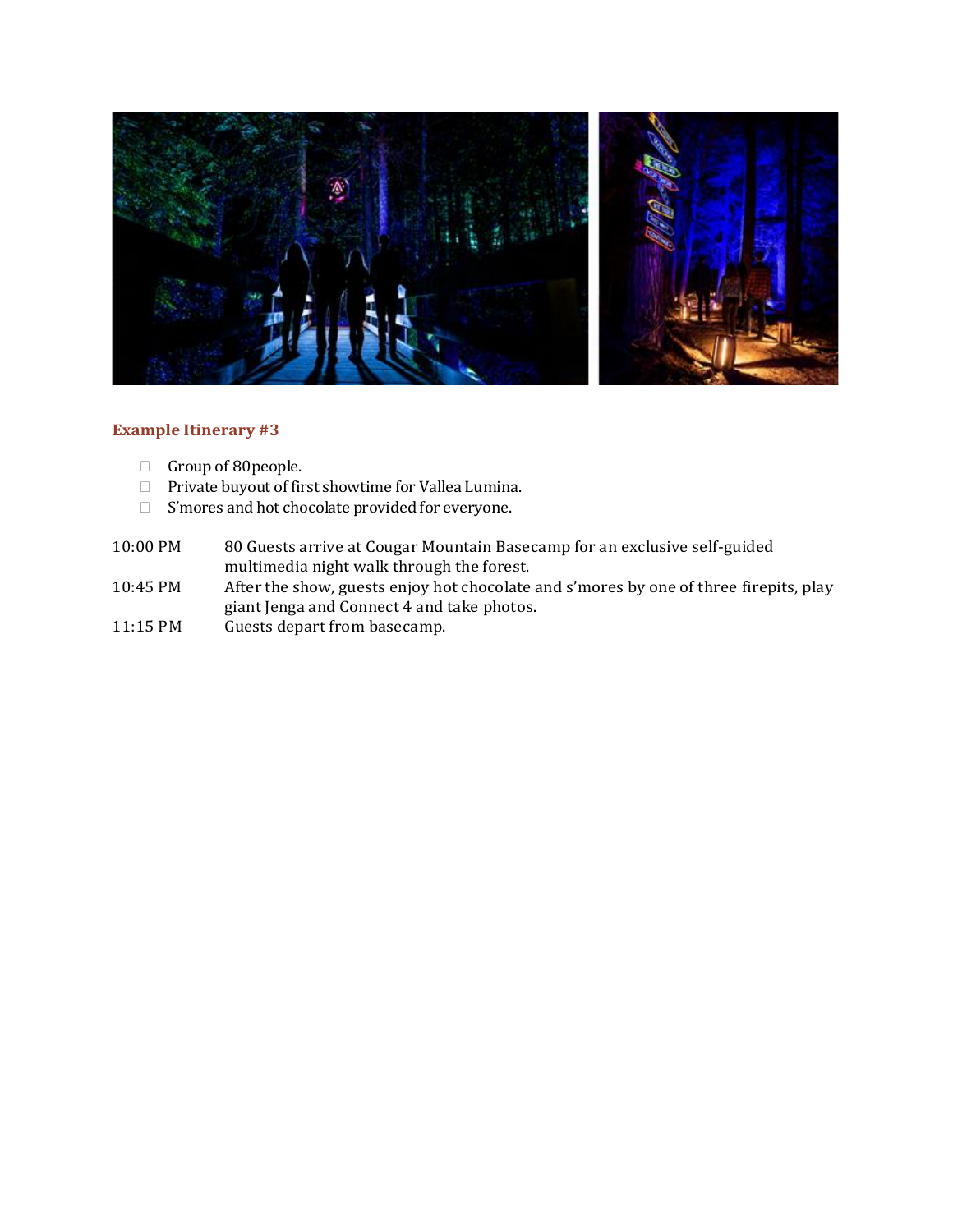### Example Itinerary #3

- Group of 80 people.
- Private buyout of first showtime for Vallea Lumina.
- S'mores and hot chocolate provided for everyone.

| | |
|---|---|
| 10:00 PM | 80 Guests arrive at Cougar Mountain Basecamp for an exclusive self-guided multimedia night walk through the forest. |
| 10:45 PM | After the show, guests enjoy hot chocolate and s'mores by one of three firepits, play giant Jenga and Connect 4 and take photos. |
| 11:15 PM | Guests depart from basecamp. |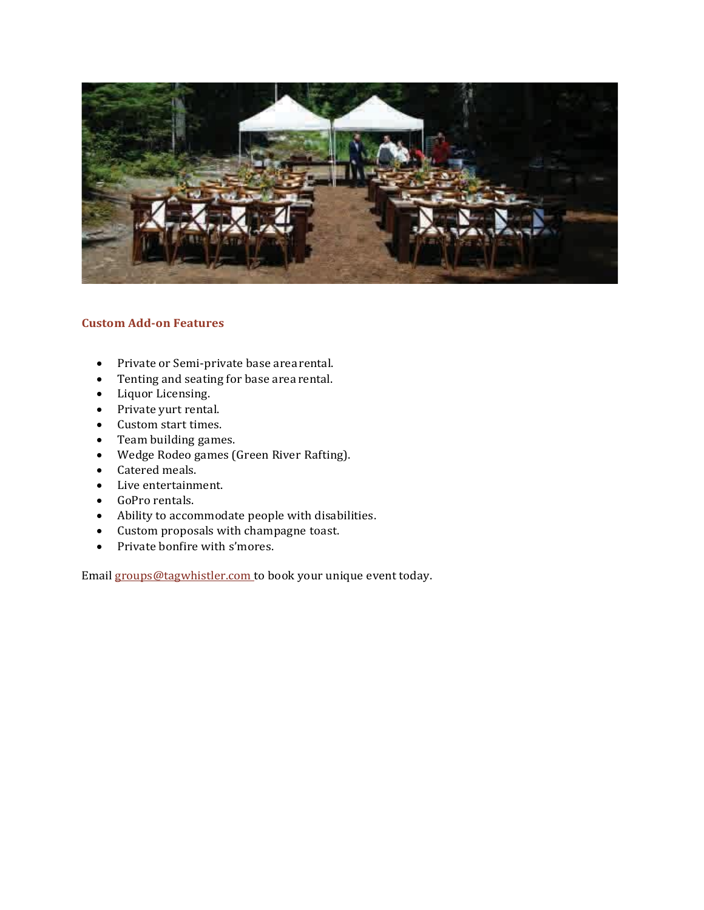## Custom Add-on Features

- Private or Semi-private base area rental.
- Tenting and seating for base area rental.
- Liquor Licensing.
- Private yurt rental.
- Custom start times.
- Team building games.
- Wedge Rodeo games (Green River Rafting).
- Catered meals.
- Live entertainment.
- GoPro rentals.
- Ability to accommodate people with disabilities.
- Custom proposals with champagne toast.
- Private bonfire with s'mores.

Email groups@tagwhistler.com to book your unique event today.